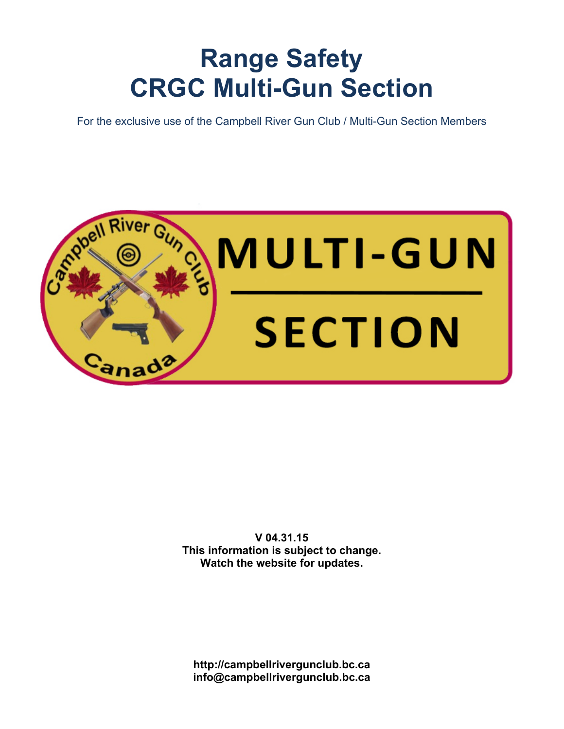# Range Safety
# CRGC Multi-Gun Section

For the exclusive use of the Campbell River Gun Club / Multi-Gun Section Members

**V 04.31.15**
**This information is subject to change.**
**Watch the website for updates.**

**http://campbellrivergunclub.bc.ca**
**info@campbellrivergunclub.bc.ca**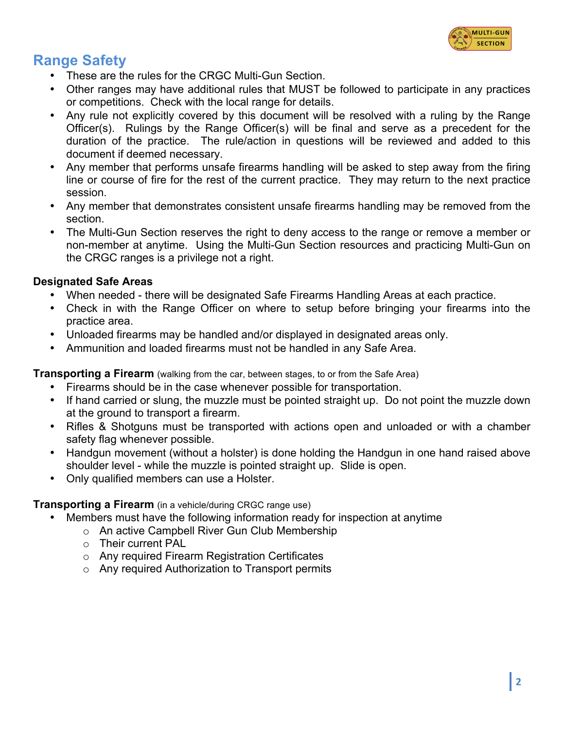## Range Safety

- These are the rules for the CRGC Multi-Gun Section.
- Other ranges may have additional rules that MUST be followed to participate in any practices or competitions. Check with the local range for details.
- Any rule not explicitly covered by this document will be resolved with a ruling by the Range Officer(s). Rulings by the Range Officer(s) will be final and serve as a precedent for the duration of the practice. The rule/action in questions will be reviewed and added to this document if deemed necessary.
- Any member that performs unsafe firearms handling will be asked to step away from the firing line or course of fire for the rest of the current practice. They may return to the next practice session.
- Any member that demonstrates consistent unsafe firearms handling may be removed from the section.
- The Multi-Gun Section reserves the right to deny access to the range or remove a member or non-member at anytime. Using the Multi-Gun Section resources and practicing Multi-Gun on the CRGC ranges is a privilege not a right.

### Designated Safe Areas

- When needed - there will be designated Safe Firearms Handling Areas at each practice.
- Check in with the Range Officer on where to setup before bringing your firearms into the practice area.
- Unloaded firearms may be handled and/or displayed in designated areas only.
- Ammunition and loaded firearms must not be handled in any Safe Area.

### Transporting a Firearm (walking from the car, between stages, to or from the Safe Area)

- Firearms should be in the case whenever possible for transportation.
- If hand carried or slung, the muzzle must be pointed straight up. Do not point the muzzle down at the ground to transport a firearm.
- Rifles & Shotguns must be transported with actions open and unloaded or with a chamber safety flag whenever possible.
- Handgun movement (without a holster) is done holding the Handgun in one hand raised above shoulder level - while the muzzle is pointed straight up. Slide is open.
- Only qualified members can use a Holster.

### Transporting a Firearm (in a vehicle/during CRGC range use)

- Members must have the following information ready for inspection at anytime
  - An active Campbell River Gun Club Membership
  - Their current PAL
  - Any required Firearm Registration Certificates
  - Any required Authorization to Transport permits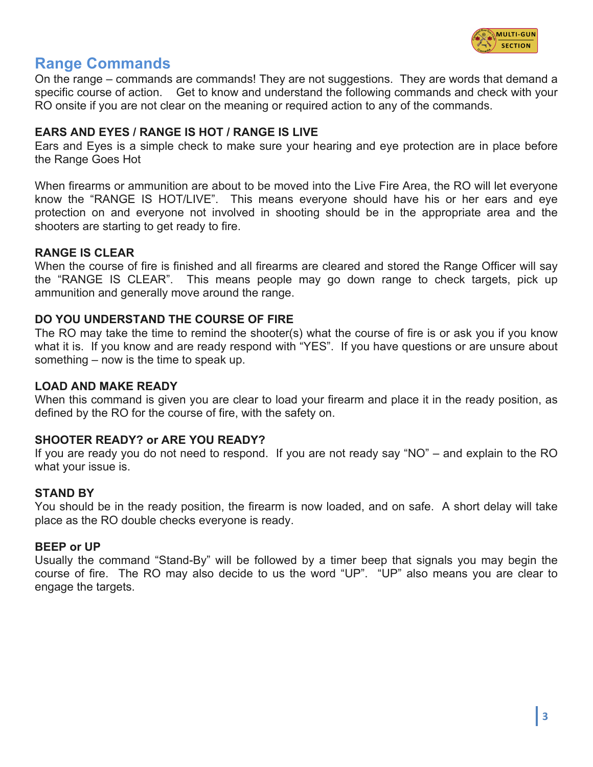## Range Commands

On the range – commands are commands! They are not suggestions. They are words that demand a specific course of action. Get to know and understand the following commands and check with your RO onsite if you are not clear on the meaning or required action to any of the commands.

**EARS AND EYES / RANGE IS HOT / RANGE IS LIVE**

Ears and Eyes is a simple check to make sure your hearing and eye protection are in place before the Range Goes Hot

When firearms or ammunition are about to be moved into the Live Fire Area, the RO will let everyone know the "RANGE IS HOT/LIVE". This means everyone should have his or her ears and eye protection on and everyone not involved in shooting should be in the appropriate area and the shooters are starting to get ready to fire.

**RANGE IS CLEAR**

When the course of fire is finished and all firearms are cleared and stored the Range Officer will say the "RANGE IS CLEAR". This means people may go down range to check targets, pick up ammunition and generally move around the range.

**DO YOU UNDERSTAND THE COURSE OF FIRE**

The RO may take the time to remind the shooter(s) what the course of fire is or ask you if you know what it is. If you know and are ready respond with "YES". If you have questions or are unsure about something – now is the time to speak up.

**LOAD AND MAKE READY**

When this command is given you are clear to load your firearm and place it in the ready position, as defined by the RO for the course of fire, with the safety on.

**SHOOTER READY? or ARE YOU READY?**

If you are ready you do not need to respond. If you are not ready say "NO" – and explain to the RO what your issue is.

**STAND BY**

You should be in the ready position, the firearm is now loaded, and on safe. A short delay will take place as the RO double checks everyone is ready.

**BEEP or UP**

Usually the command "Stand-By" will be followed by a timer beep that signals you may begin the course of fire. The RO may also decide to us the word "UP". "UP" also means you are clear to engage the targets.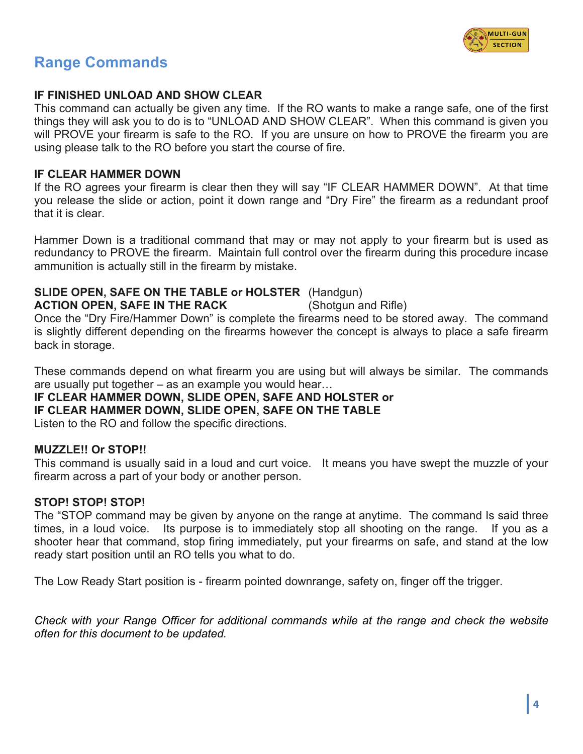## Range Commands

**IF FINISHED UNLOAD AND SHOW CLEAR**
This command can actually be given any time. If the RO wants to make a range safe, one of the first things they will ask you to do is to "UNLOAD AND SHOW CLEAR". When this command is given you will PROVE your firearm is safe to the RO. If you are unsure on how to PROVE the firearm you are using please talk to the RO before you start the course of fire.

**IF CLEAR HAMMER DOWN**
If the RO agrees your firearm is clear then they will say "IF CLEAR HAMMER DOWN". At that time you release the slide or action, point it down range and "Dry Fire" the firearm as a redundant proof that it is clear.

Hammer Down is a traditional command that may or may not apply to your firearm but is used as redundancy to PROVE the firearm. Maintain full control over the firearm during this procedure incase ammunition is actually still in the firearm by mistake.

**SLIDE OPEN, SAFE ON THE TABLE or HOLSTER** (Handgun)
**ACTION OPEN, SAFE IN THE RACK** (Shotgun and Rifle)
Once the "Dry Fire/Hammer Down" is complete the firearms need to be stored away. The command is slightly different depending on the firearms however the concept is always to place a safe firearm back in storage.

These commands depend on what firearm you are using but will always be similar. The commands are usually put together – as an example you would hear…
**IF CLEAR HAMMER DOWN, SLIDE OPEN, SAFE AND HOLSTER or**
**IF CLEAR HAMMER DOWN, SLIDE OPEN, SAFE ON THE TABLE**
Listen to the RO and follow the specific directions.

**MUZZLE!! Or STOP!!**
This command is usually said in a loud and curt voice. It means you have swept the muzzle of your firearm across a part of your body or another person.

**STOP! STOP! STOP!**
The "STOP command may be given by anyone on the range at anytime. The command Is said three times, in a loud voice. Its purpose is to immediately stop all shooting on the range. If you as a shooter hear that command, stop firing immediately, put your firearms on safe, and stand at the low ready start position until an RO tells you what to do.

The Low Ready Start position is - firearm pointed downrange, safety on, finger off the trigger.

*Check with your Range Officer for additional commands while at the range and check the website often for this document to be updated.*